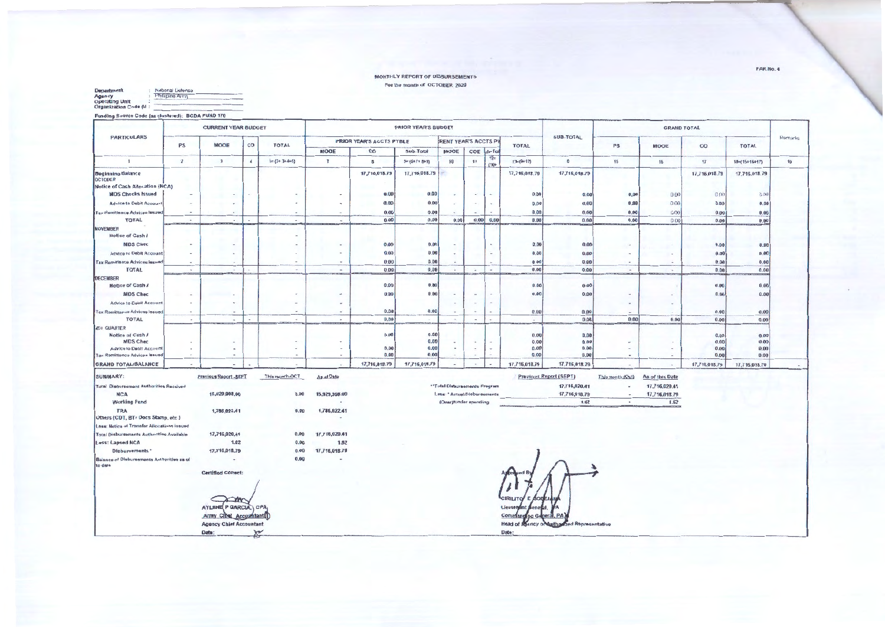FAR No. 4

**MONTHLY REPORT OF DISBURSEMENTS**
For the month of OCTOBER 2020

Department : National Defense
Agency : Philippine Army
Operating Unit :
Organization Code (U :

Funding Source Code (as clustered): BCDA FUND 170

| PARTICULARS | CURRENT YEAR BUDGET | | | | PRIOR YEAR'S BUDGET | | | | | | | SUB-TOTAL | GRAND TOTAL | | | | Remarks |
|---|---|---|---|---|---|---|---|---|---|---|---|---|---|---|---|---|---|
| | PS | MOOE | CO | TOTAL | PRIOR YEAR'S ACCTS PYBLE | | | RENT YEAR'S ACCTS P | | | TOTAL | | PS | MOOE | CO | TOTAL | |
| | | | | | MOOE | CO | Sub-Total | MOOE | COE | ub-Tot | | | | | | | |
| 1 | 2 | 3 | 4 | 5=(2+3+4+5) | 7 | 8 | 9=(6+7+8+9) | 10 | 11 | 12=(10+ | 13=(9+12) | 0 | 15 | 16 | 17 | 18=(15+16+17) | 19 |
| Beginning Balance | | | | | | 17,716,018.79 | 17,716,018.79 | | | | 17,716,018.79 | 17,716,018.79 | | | 17,716,018.79 | 17,716,018.79 | |
| OCTOBER | | | | | | | | | | | | | | | | | |
| Notice of Cash Allocation (NCA) | | | | | | | | | | | | | | | | | |
| MDS Checks Issued | - | - | - | - | - | 0.00 | 0.00 | - | - | - | 0.00 | 0.00 | 0.00 | 0.00 | 0.00 | 0.00 | |
| Advice to Debit Account | - | - | | - | - | 0.00 | 0.00 | - | - | - | 0.00 | 0.00 | 0.00 | 0.00 | 0.00 | 0.00 | |
| Tax Remittance Advices Issued | - | - | | - | - | 0.00 | 0.00 | - | - | - | 0.00 | 0.00 | 0.00 | 0.00 | 0.00 | 0.00 | |
| TOTAL | - | - | - | - | - | 0.00 | 0.00 | 0.00 | 0.00 | 0.00 | 0.00 | 0.00 | 0.00 | 0.00 | 0.00 | 0.00 | |
| NOVEMBER | | | | | | | | | | | | | | | | | |
| Notice of Cash A | | | | - | | | | | | | | | | | | | |
| MDS Chec | - | - | | - | - | 0.00 | 0.00 | - | | - | 0.00 | 0.00 | - | | 0.00 | 0.00 | |
| Advice to Debit Account | - | - | | - | - | 0.00 | 0.00 | - | | - | 0.00 | 0.00 | - | - | 0.00 | 0.00 | |
| Tax Remittance Advices Issued | - | - | | - | - | 0.00 | 0.00 | - | | - | 0.00 | 0.00 | - | - | 0.00 | 0.00 | |
| TOTAL | - | - | - | - | - | 0.00 | 0.00 | - | - | - | 0.00 | 0.00 | - | - | 0.00 | 0.00 | |
| DECEMBER | | | | | | | | | | | | | | | | | |
| Notice of Cash A | | | | | | 0.00 | 0.00 | | | | 0.00 | 0.00 | | | 0.00 | 0.00 | |
| MDS Chec | - | - | | - | - | 0.00 | 0.00 | - | - | - | 0.00 | 0.00 | - | | 0.00 | 0.00 | |
| Advice to Debit Account | - | - | | - | - | | | - | - | - | | | - | - | | | |
| Tax Remittance Advices Issued | - | - | | - | - | 0.00 | 0.00 | - | - | - | 0.00 | 0.00 | - | - | 0.00 | 0.00 | |
| TOTAL | - | - | - | - | - | 0.00 | | - | - | - | - | 0.00 | 0.00 | 0.00 | 0.00 | 0.00 | |
| 4TH QUARTER | | | | | | | | | | | | | | | | | |
| Notice of Cash A | | | | | | 0.00 | 0.00 | | | | 0.00 | 0.00 | | | 0.00 | 0.00 | |
| MDS Chec | - | - | | - | - | | 0.00 | - | - | - | 0.00 | 0.00 | - | - | 0.00 | 0.00 | |
| Advice to Debit Account | - | - | | - | - | 0.00 | 0.00 | - | - | - | 0.00 | 0.00 | - | - | 0.00 | 0.00 | |
| Tax Remittance Advices Issued | - | - | | - | | 0.00 | 0.00 | - | - | - | 0.00 | 0.00 | - | - | 0.00 | 0.00 | |
| GRAND TOTAL/BALANCE | - | - | - | - | - | 17,716,018.79 | 17,716,018.79 | - | - | - | 17,716,018.79 | 17,716,018.79 | - | - | 17,716,018.79 | 17,716,018.79 | - |

**SUMMARY:**

| | Previous Report - SEPT | This month-OCT | As of Date |
|---|---|---|---|
| Total Disbursement Authorities Received | | | |
| NCA | 15,929,998.00 | 0.00 | 15,929,998.00 |
| Working Fund | | | - |
| TRA | 1,786,022.41 | 0.00 | 1,786,022.41 |
| Others (CDT, BTr Docs Stamp, etc.) | | | - |
| Less: Notice of Transfer Allocations issued | | | |
| Total Disbursements Authorities Available | 17,716,020.41 | 0.00 | 17,716,020.41 |
| Less: Lapsed NCA | 1.62 | 0.00 | 1.62 |
| Disbursements * | 17,716,018.79 | 0.00 | 17,716,018.79 |
| Balance of Disbursements Authorities as of to date | - | 0.00 | - |

| | Previous Report (SEPT) | This month (Oct) | As of this Date |
|---|---|---|---|
| **Total Disbursements Program | 17,716,020.41 | - | 17,716,020.41 |
| Less: * Actual Disbursements | 17,716,018.79 | - | 17,716,018.79 |
| (Over)/Under spending | 1.62 | - | 1.62 |

Certified Correct:

AYLENE P GARCIA CPA
Army Chief Accountant
Agency Chief Accountant
Date:

Approved By:

CIRILITO E SOBEJANA
Lieutenant General, PA
Commanding General, PA
Head of Agency or Authorized Representative
Date: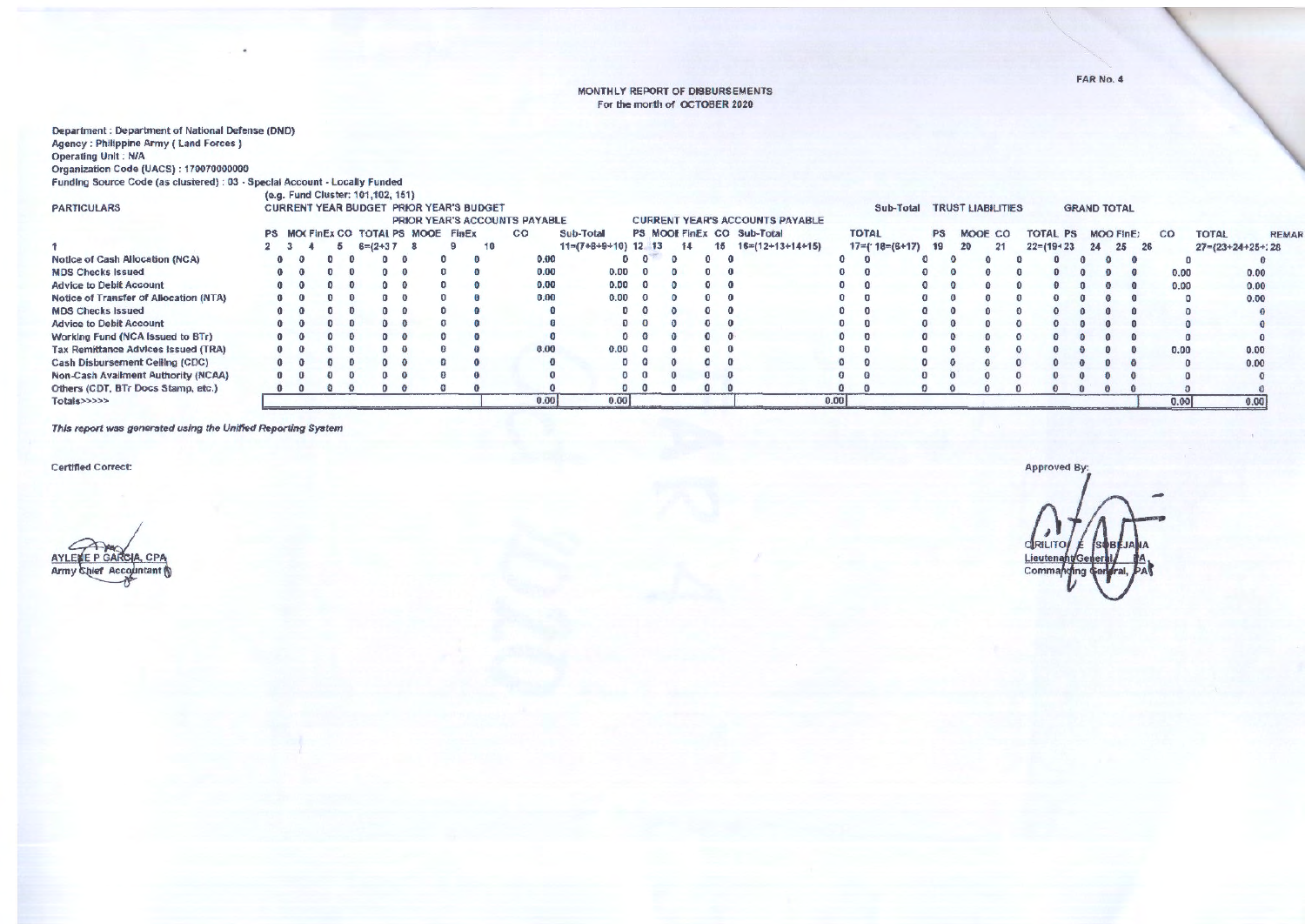FAR No. 4

## MONTHLY REPORT OF DISBURSEMENTS
For the month of OCTOBER 2020

**Department : Department of National Defense (DND)**
**Agency : Philippine Army ( Land Forces )**
**Operating Unit : N/A**
**Organization Code (UACS) : 170070000000**
**Funding Source Code (as clustered) : 03 - Special Account - Locally Funded**
(e.g. Fund Cluster: 101,102, 151)

| PARTICULARS | CURRENT YEAR BUDGET | | | | | PRIOR YEAR'S BUDGET | | | | | | | | | | | Sub-Total | TRUST LIABILITIES | | | | GRAND TOTAL | | | | | REMARKS |
|---|---|---|---|---|---|---|---|---|---|---|---|---|---|---|---|---|---|---|---|---|---|---|---|---|---|---|---|
| | | | | | | PRIOR YEAR'S ACCOUNTS PAYABLE | | | | | CURRENT YEAR'S ACCOUNTS PAYABLE | | | | | | | | | | | | | | | | |
| | PS | MOOE | FinEx | CO | TOTAL | PS | MOOE | FinEx | CO | Sub-Total | PS | MOOE | FinEx | CO | Sub-Total | TOTAL | | PS | MOOE | CO | TOTAL | PS | MOOE | FinEx | CO | TOTAL | |
| 1 | 2 | 3 | 4 | 5 | 6=(2+3+4+5) | 7 | 8 | 9 | 10 | 11=(7+8+9+10) | 12 | 13 | 14 | 15 | 16=(12+13+14+15) | 17=(11+16) | 18=(6+17) | 19 | 20 | 21 | 22=(19+20+21) | 23 | 24 | 25 | 26 | 27=(23+24+25+26) | 28 |
| Notice of Cash Allocation (NCA) | 0 | 0 | 0 | 0 | 0 | 0 | 0 | 0 | 0.00 | 0 | 0 | 0 | 0 | 0 | | 0 | 0 | 0 | 0 | 0 | 0 | 0 | 0 | 0 | 0 | 0 | |
| MDS Checks Issued | 0 | 0 | 0 | 0 | 0 | 0 | 0 | 0 | 0.00 | 0.00 | 0 | 0 | 0 | 0 | | 0 | 0 | 0 | 0 | 0 | 0 | 0 | 0 | 0 | 0.00 | 0.00 | |
| Advice to Debit Account | 0 | 0 | 0 | 0 | 0 | 0 | 0 | 0 | 0.00 | 0.00 | 0 | 0 | 0 | 0 | | 0 | 0 | 0 | 0 | 0 | 0 | 0 | 0 | 0 | 0.00 | 0.00 | |
| Notice of Transfer of Allocation (NTA) | 0 | 0 | 0 | 0 | 0 | 0 | 0 | 0 | 0.00 | 0.00 | 0 | 0 | 0 | 0 | | 0 | 0 | 0 | 0 | 0 | 0 | 0 | 0 | 0 | 0 | 0.00 | |
| MDS Checks Issued | 0 | 0 | 0 | 0 | 0 | 0 | 0 | 0 | 0 | 0 | 0 | 0 | 0 | 0 | | 0 | 0 | 0 | 0 | 0 | 0 | 0 | 0 | 0 | 0 | 0 | |
| Advice to Debit Account | 0 | 0 | 0 | 0 | 0 | 0 | 0 | 0 | 0 | 0 | 0 | 0 | 0 | 0 | | 0 | 0 | 0 | 0 | 0 | 0 | 0 | 0 | 0 | 0 | 0 | |
| Working Fund (NCA issued to BTr) | 0 | 0 | 0 | 0 | 0 | 0 | 0 | 0 | 0 | 0 | 0 | 0 | 0 | 0 | | 0 | 0 | 0 | 0 | 0 | 0 | 0 | 0 | 0 | 0 | 0 | |
| Tax Remittance Advices Issued (TRA) | 0 | 0 | 0 | 0 | 0 | 0 | 0 | 0 | 0.00 | 0.00 | 0 | 0 | 0 | 0 | | 0 | 0 | 0 | 0 | 0 | 0 | 0 | 0 | 0 | 0.00 | 0.00 | |
| Cash Disbursement Ceiling (CDC) | 0 | 0 | 0 | 0 | 0 | 0 | 0 | 0 | 0 | 0 | 0 | 0 | 0 | 0 | | 0 | 0 | 0 | 0 | 0 | 0 | 0 | 0 | 0 | 0 | 0.00 | |
| Non-Cash Availment Authority (NCAA) | 0 | 0 | 0 | 0 | 0 | 0 | 0 | 0 | 0 | 0 | 0 | 0 | 0 | 0 | | 0 | 0 | 0 | 0 | 0 | 0 | 0 | 0 | 0 | 0 | 0 | |
| Others (CDT, BTr Docs Stamp, etc.) | 0 | 0 | 0 | 0 | 0 | 0 | 0 | 0 | 0 | 0 | 0 | 0 | 0 | 0 | | 0 | 0 | 0 | 0 | 0 | 0 | 0 | 0 | 0 | 0 | 0 | |
| Totals>>>>> | | | | | | | | | 0.00 | 0.00 | | | | | | 0.00 | | | | | | | | | 0.00 | 0.00 | |

*This report was generated using the Unified Reporting System*

Certified Correct:

AYLENE P GARCIA, CPA
Army Chief Accountant

Approved By:

CIRILITO E SOBEJANA
Lieutenant General PA
Commanding General, PA